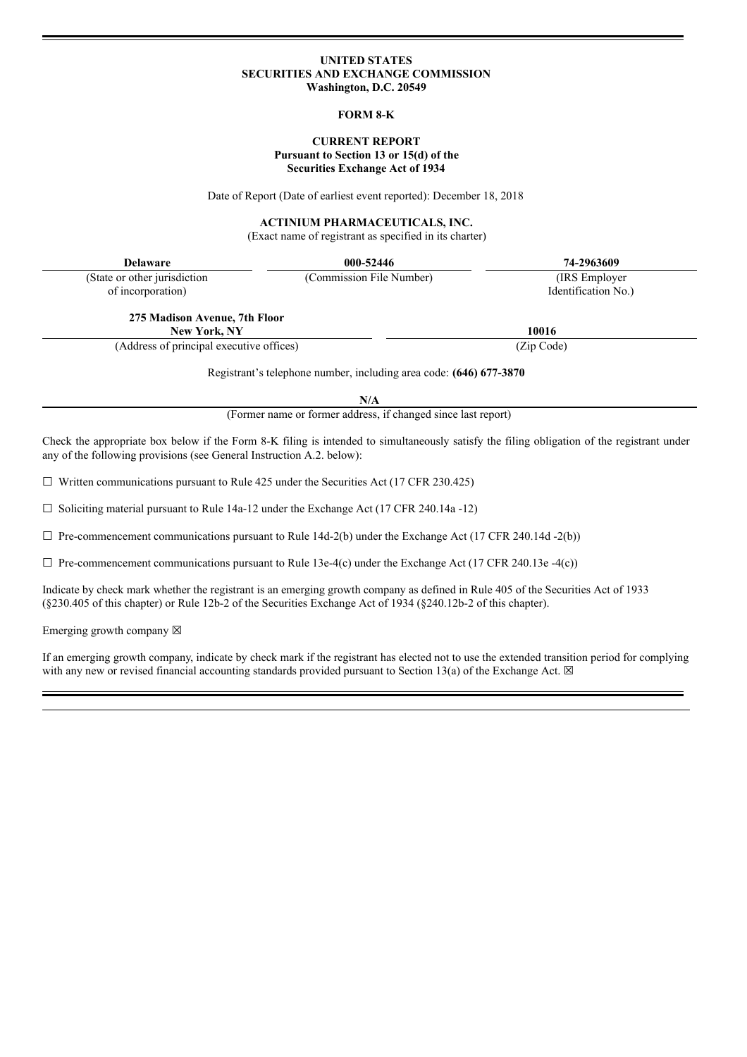**UNITED STATES**
**SECURITIES AND EXCHANGE COMMISSION**
**Washington, D.C. 20549**

**FORM 8-K**

**CURRENT REPORT**
**Pursuant to Section 13 or 15(d) of the**
**Securities Exchange Act of 1934**

Date of Report (Date of earliest event reported): December 18, 2018

**ACTINIUM PHARMACEUTICALS, INC.**
(Exact name of registrant as specified in its charter)

| **Delaware** | **000-52446** | **74-2963609** |
|---|---|---|
| (State or other jurisdiction of incorporation) | (Commission File Number) | (IRS Employer Identification No.) |

| **275 Madison Avenue, 7th Floor New York, NY** | **10016** |
|---|---|
| (Address of principal executive offices) | (Zip Code) |

Registrant's telephone number, including area code: **(646) 677-3870**

**N/A**
(Former name or former address, if changed since last report)

Check the appropriate box below if the Form 8-K filing is intended to simultaneously satisfy the filing obligation of the registrant under any of the following provisions (see General Instruction A.2. below):

☐ Written communications pursuant to Rule 425 under the Securities Act (17 CFR 230.425)

☐ Soliciting material pursuant to Rule 14a-12 under the Exchange Act (17 CFR 240.14a -12)

☐ Pre-commencement communications pursuant to Rule 14d-2(b) under the Exchange Act (17 CFR 240.14d -2(b))

☐ Pre-commencement communications pursuant to Rule 13e-4(c) under the Exchange Act (17 CFR 240.13e -4(c))

Indicate by check mark whether the registrant is an emerging growth company as defined in Rule 405 of the Securities Act of 1933 (§230.405 of this chapter) or Rule 12b-2 of the Securities Exchange Act of 1934 (§240.12b-2 of this chapter).

Emerging growth company ☒

If an emerging growth company, indicate by check mark if the registrant has elected not to use the extended transition period for complying with any new or revised financial accounting standards provided pursuant to Section 13(a) of the Exchange Act. ☒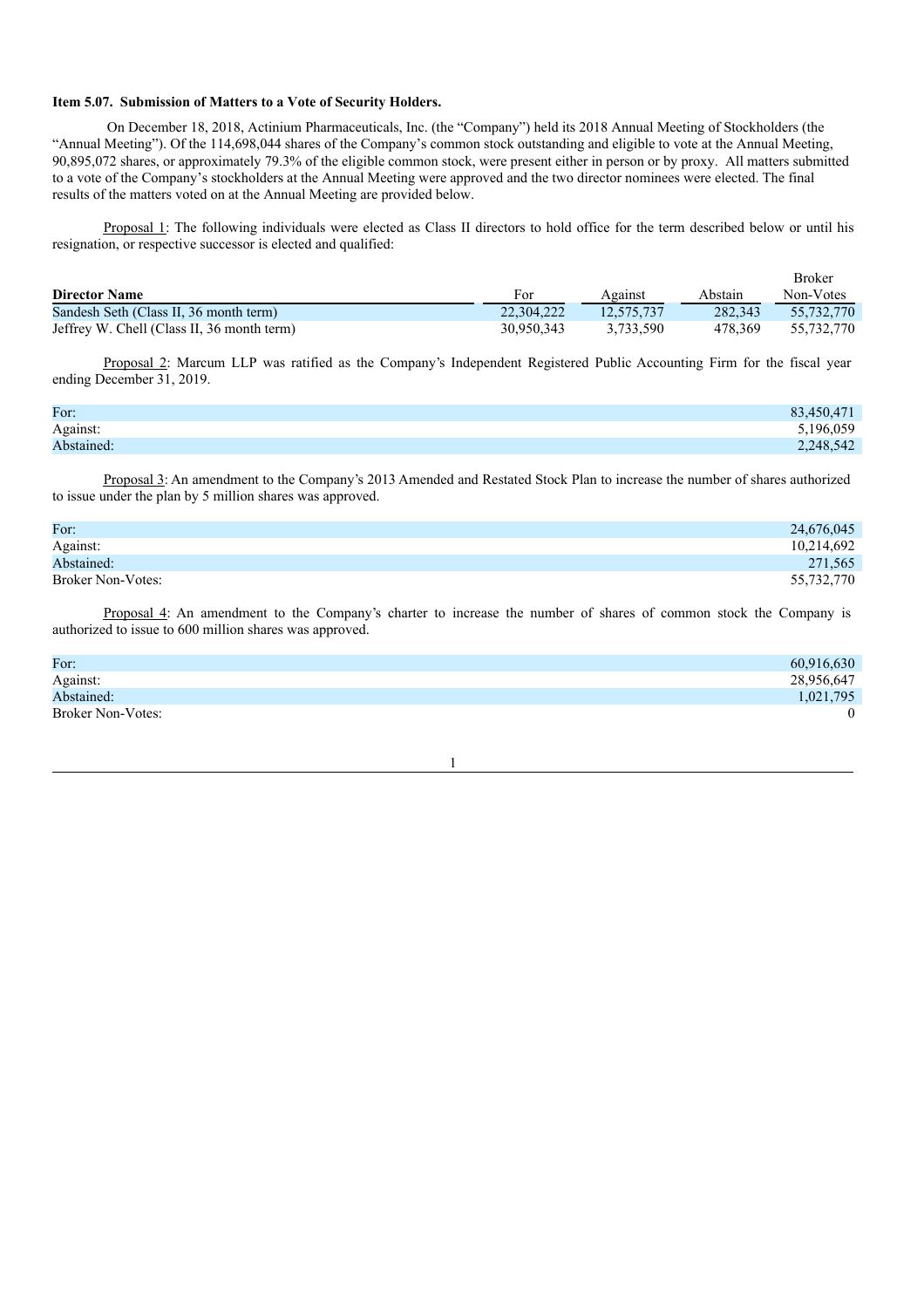**Item 5.07. Submission of Matters to a Vote of Security Holders.**

On December 18, 2018, Actinium Pharmaceuticals, Inc. (the "Company") held its 2018 Annual Meeting of Stockholders (the "Annual Meeting"). Of the 114,698,044 shares of the Company's common stock outstanding and eligible to vote at the Annual Meeting, 90,895,072 shares, or approximately 79.3% of the eligible common stock, were present either in person or by proxy. All matters submitted to a vote of the Company's stockholders at the Annual Meeting were approved and the two director nominees were elected. The final results of the matters voted on at the Annual Meeting are provided below.

Proposal 1: The following individuals were elected as Class II directors to hold office for the term described below or until his resignation, or respective successor is elected and qualified:

| **Director Name** | For | Against | Abstain | Broker Non-Votes |
|---|---|---|---|---|
| Sandesh Seth (Class II, 36 month term) | 22,304,222 | 12,575,737 | 282,343 | 55,732,770 |
| Jeffrey W. Chell (Class II, 36 month term) | 30,950,343 | 3,733,590 | 478,369 | 55,732,770 |

Proposal 2: Marcum LLP was ratified as the Company's Independent Registered Public Accounting Firm for the fiscal year ending December 31, 2019.

| | |
|---|---|
| For: | 83,450,471 |
| Against: | 5,196,059 |
| Abstained: | 2,248,542 |

Proposal 3: An amendment to the Company's 2013 Amended and Restated Stock Plan to increase the number of shares authorized to issue under the plan by 5 million shares was approved.

| | |
|---|---|
| For: | 24,676,045 |
| Against: | 10,214,692 |
| Abstained: | 271,565 |
| Broker Non-Votes: | 55,732,770 |

Proposal 4: An amendment to the Company's charter to increase the number of shares of common stock the Company is authorized to issue to 600 million shares was approved.

| | |
|---|---|
| For: | 60,916,630 |
| Against: | 28,956,647 |
| Abstained: | 1,021,795 |
| Broker Non-Votes: | 0 |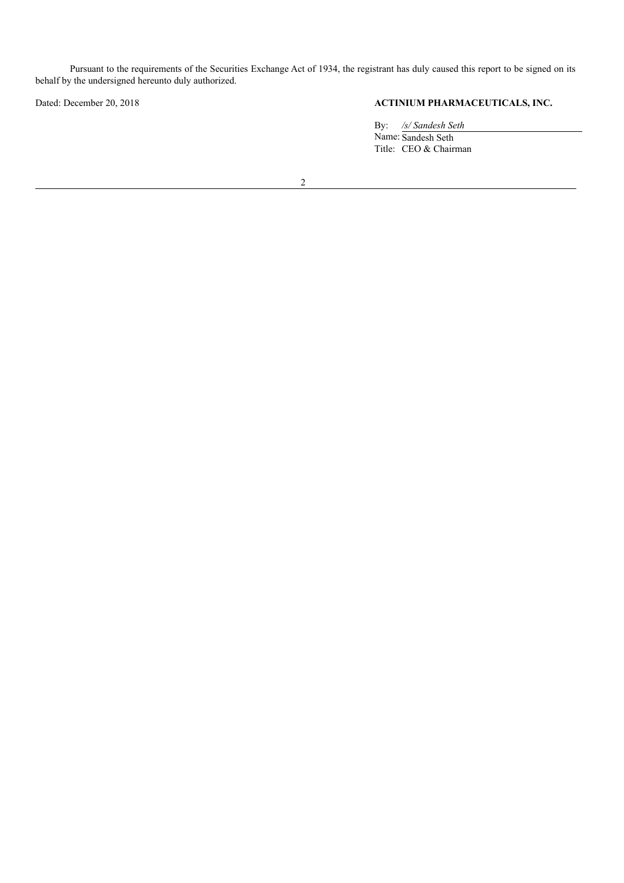Pursuant to the requirements of the Securities Exchange Act of 1934, the registrant has duly caused this report to be signed on its behalf by the undersigned hereunto duly authorized.

Dated: December 20, 2018

**ACTINIUM PHARMACEUTICALS, INC.**

By: */s/ Sandesh Seth*
Name: Sandesh Seth
Title: CEO & Chairman